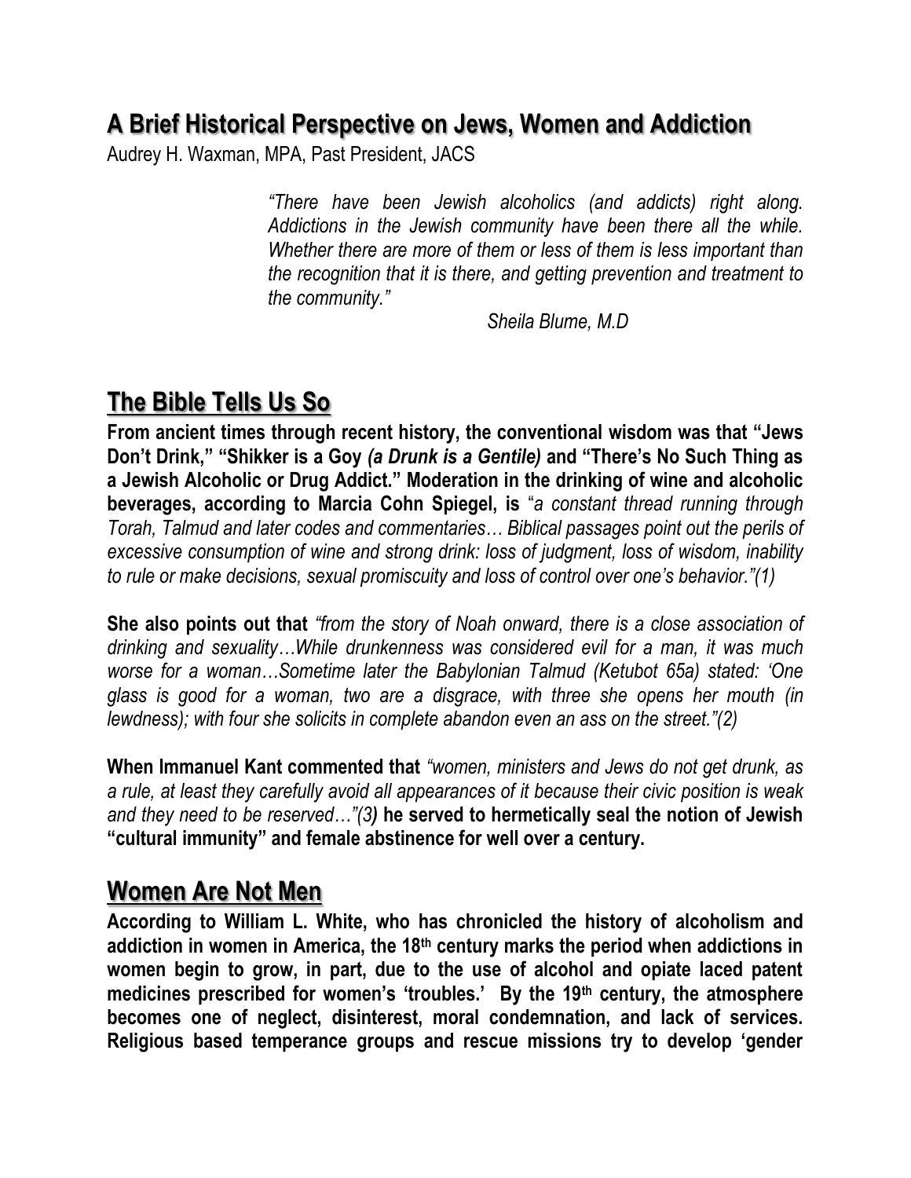# A Brief Historical Perspective on Jews, Women and Addiction

Audrey H. Waxman, MPA, Past President, JACS

> *"There have been Jewish alcoholics (and addicts) right along. Addictions in the Jewish community have been there all the while. Whether there are more of them or less of them is less important than the recognition that it is there, and getting prevention and treatment to the community."*
>
> *Sheila Blume, M.D*

## The Bible Tells Us So

**From ancient times through recent history, the conventional wisdom was that "Jews Don't Drink," "Shikker is a Goy *(a Drunk is a Gentile)* and "There's No Such Thing as a Jewish Alcoholic or Drug Addict." Moderation in the drinking of wine and alcoholic beverages, according to Marcia Cohn Spiegel, is** "*a constant thread running through Torah, Talmud and later codes and commentaries… Biblical passages point out the perils of excessive consumption of wine and strong drink: loss of judgment, loss of wisdom, inability to rule or make decisions, sexual promiscuity and loss of control over one's behavior."(1)*

**She also points out that** *"from the story of Noah onward, there is a close association of drinking and sexuality…While drunkenness was considered evil for a man, it was much worse for a woman…Sometime later the Babylonian Talmud (Ketubot 65a) stated: 'One glass is good for a woman, two are a disgrace, with three she opens her mouth (in lewdness); with four she solicits in complete abandon even an ass on the street."(2)*

**When Immanuel Kant commented that** *"women, ministers and Jews do not get drunk, as a rule, at least they carefully avoid all appearances of it because their civic position is weak and they need to be reserved…"(3)* **he served to hermetically seal the notion of Jewish "cultural immunity" and female abstinence for well over a century.**

## Women Are Not Men

**According to William L. White, who has chronicled the history of alcoholism and addiction in women in America, the 18th century marks the period when addictions in women begin to grow, in part, due to the use of alcohol and opiate laced patent medicines prescribed for women's 'troubles.' By the 19th century, the atmosphere becomes one of neglect, disinterest, moral condemnation, and lack of services. Religious based temperance groups and rescue missions try to develop 'gender**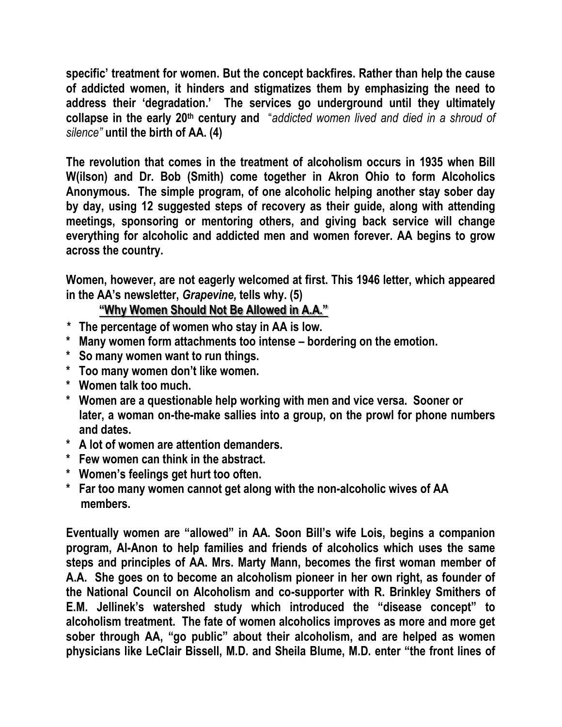**specific' treatment for women. But the concept backfires. Rather than help the cause of addicted women, it hinders and stigmatizes them by emphasizing the need to address their 'degradation.' The services go underground until they ultimately collapse in the early 20th century and** "*addicted women lived and died in a shroud of silence"* **until the birth of AA. (4)**

**The revolution that comes in the treatment of alcoholism occurs in 1935 when Bill W(ilson) and Dr. Bob (Smith) come together in Akron Ohio to form Alcoholics Anonymous. The simple program, of one alcoholic helping another stay sober day by day, using 12 suggested steps of recovery as their guide, along with attending meetings, sponsoring or mentoring others, and giving back service will change everything for alcoholic and addicted men and women forever. AA begins to grow across the country.**

**Women, however, are not eagerly welcomed at first. This 1946 letter, which appeared in the AA's newsletter, *Grapevine,* tells why. (5)**

**"Why Women Should Not Be Allowed in A.A."**

- **The percentage of women who stay in AA is low.**
- **Many women form attachments too intense – bordering on the emotion.**
- **So many women want to run things.**
- **Too many women don't like women.**
- **Women talk too much.**
- **Women are a questionable help working with men and vice versa. Sooner or later, a woman on-the-make sallies into a group, on the prowl for phone numbers and dates.**
- **A lot of women are attention demanders.**
- **Few women can think in the abstract.**
- **Women's feelings get hurt too often.**
- **Far too many women cannot get along with the non-alcoholic wives of AA members.**

**Eventually women are "allowed" in AA. Soon Bill's wife Lois, begins a companion program, Al-Anon to help families and friends of alcoholics which uses the same steps and principles of AA. Mrs. Marty Mann, becomes the first woman member of A.A. She goes on to become an alcoholism pioneer in her own right, as founder of the National Council on Alcoholism and co-supporter with R. Brinkley Smithers of E.M. Jellinek's watershed study which introduced the "disease concept" to alcoholism treatment. The fate of women alcoholics improves as more and more get sober through AA, "go public" about their alcoholism, and are helped as women physicians like LeClair Bissell, M.D. and Sheila Blume, M.D. enter "the front lines of**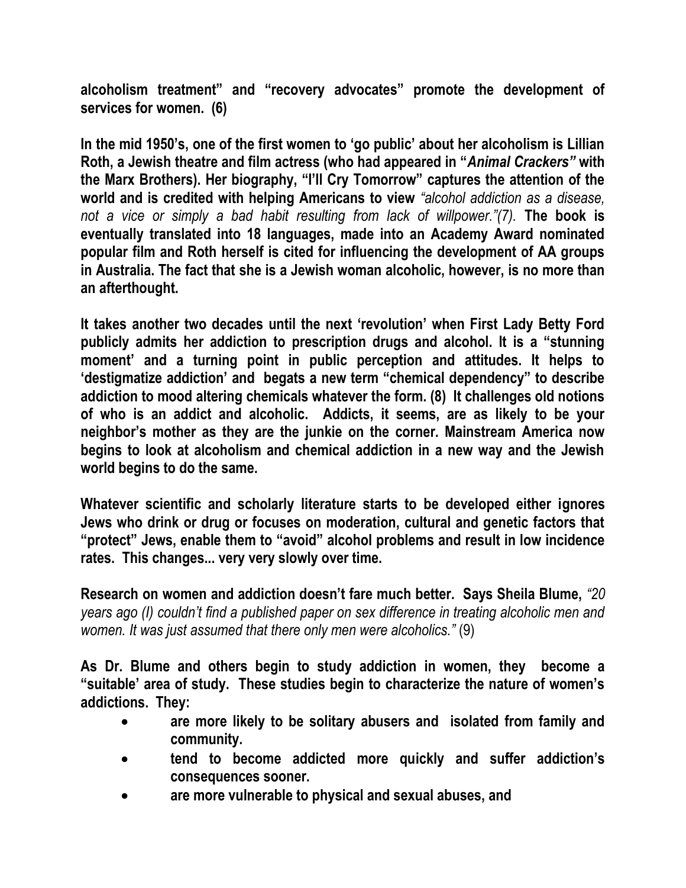**alcoholism treatment" and "recovery advocates" promote the development of services for women. (6)**

**In the mid 1950's, one of the first women to 'go public' about her alcoholism is Lillian Roth, a Jewish theatre and film actress (who had appeared in "*Animal Crackers"* with the Marx Brothers). Her biography, "I'll Cry Tomorrow" captures the attention of the world and is credited with helping Americans to view** *"alcohol addiction as a disease, not a vice or simply a bad habit resulting from lack of willpower."(7).* **The book is eventually translated into 18 languages, made into an Academy Award nominated popular film and Roth herself is cited for influencing the development of AA groups in Australia. The fact that she is a Jewish woman alcoholic, however, is no more than an afterthought.**

**It takes another two decades until the next 'revolution' when First Lady Betty Ford publicly admits her addiction to prescription drugs and alcohol. It is a "stunning moment' and a turning point in public perception and attitudes. It helps to 'destigmatize addiction' and begats a new term "chemical dependency" to describe addiction to mood altering chemicals whatever the form. (8) It challenges old notions of who is an addict and alcoholic. Addicts, it seems, are as likely to be your neighbor's mother as they are the junkie on the corner. Mainstream America now begins to look at alcoholism and chemical addiction in a new way and the Jewish world begins to do the same.**

**Whatever scientific and scholarly literature starts to be developed either ignores Jews who drink or drug or focuses on moderation, cultural and genetic factors that "protect" Jews, enable them to "avoid" alcohol problems and result in low incidence rates. This changes... very very slowly over time.**

**Research on women and addiction doesn't fare much better. Says Sheila Blume,** *"20 years ago (I) couldn't find a published paper on sex difference in treating alcoholic men and women. It was just assumed that there only men were alcoholics."* (9)

**As Dr. Blume and others begin to study addiction in women, they become a "suitable' area of study. These studies begin to characterize the nature of women's addictions. They:**

- **are more likely to be solitary abusers and isolated from family and community.**
- **tend to become addicted more quickly and suffer addiction's consequences sooner.**
- **are more vulnerable to physical and sexual abuses, and**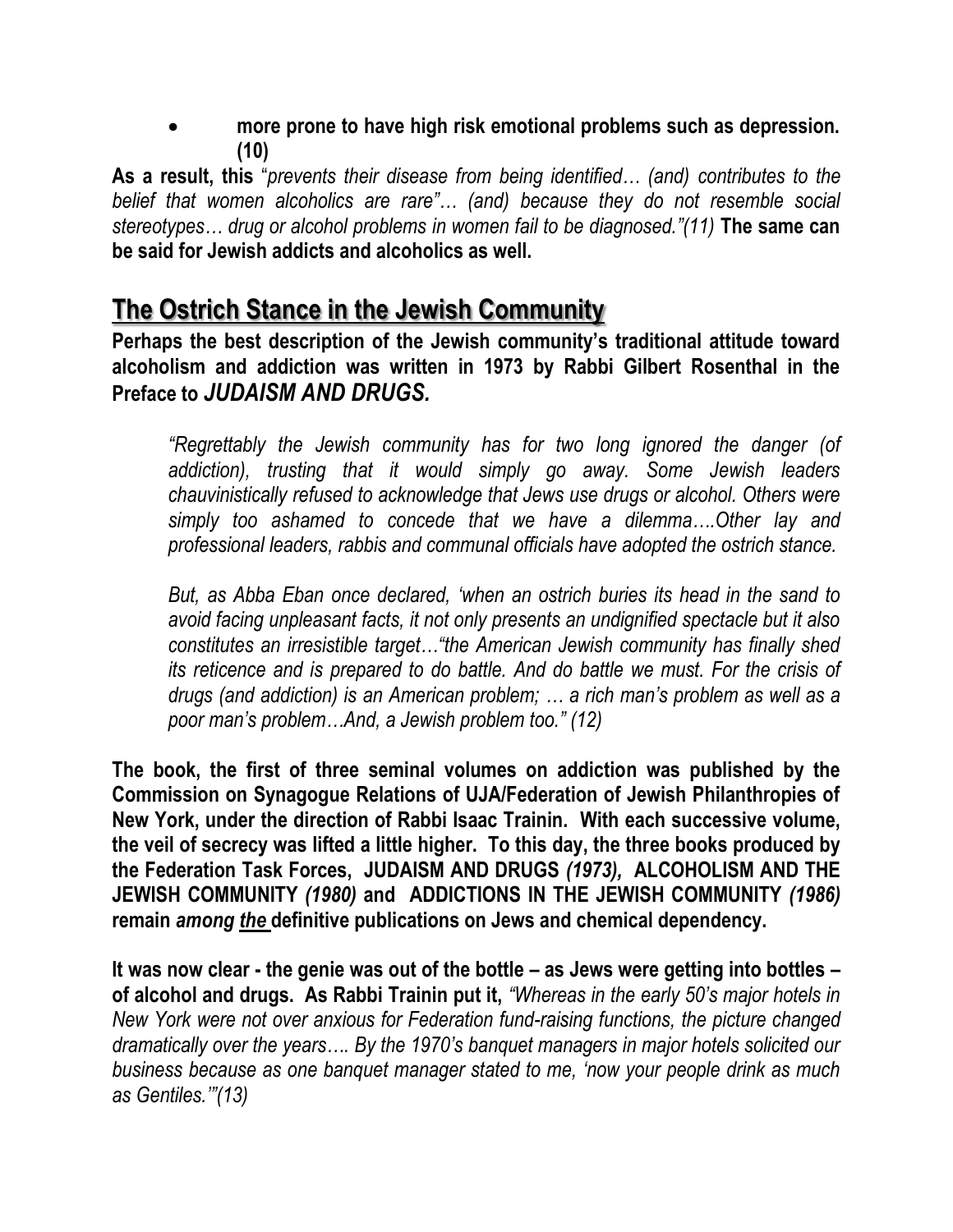- **more prone to have high risk emotional problems such as depression. (10)**

**As a result, this** *"prevents their disease from being identified… (and) contributes to the belief that women alcoholics are rare"… (and) because they do not resemble social stereotypes… drug or alcohol problems in women fail to be diagnosed."(11)* **The same can be said for Jewish addicts and alcoholics as well.**

## The Ostrich Stance in the Jewish Community

**Perhaps the best description of the Jewish community's traditional attitude toward alcoholism and addiction was written in 1973 by Rabbi Gilbert Rosenthal in the Preface to *JUDAISM AND DRUGS.***

> *"Regrettably the Jewish community has for two long ignored the danger (of addiction), trusting that it would simply go away. Some Jewish leaders chauvinistically refused to acknowledge that Jews use drugs or alcohol. Others were simply too ashamed to concede that we have a dilemma….Other lay and professional leaders, rabbis and communal officials have adopted the ostrich stance.*
>
> *But, as Abba Eban once declared, 'when an ostrich buries its head in the sand to avoid facing unpleasant facts, it not only presents an undignified spectacle but it also constitutes an irresistible target…"the American Jewish community has finally shed its reticence and is prepared to do battle. And do battle we must. For the crisis of drugs (and addiction) is an American problem; … a rich man's problem as well as a poor man's problem…And, a Jewish problem too." (12)*

**The book, the first of three seminal volumes on addiction was published by the Commission on Synagogue Relations of UJA/Federation of Jewish Philanthropies of New York, under the direction of Rabbi Isaac Trainin. With each successive volume, the veil of secrecy was lifted a little higher. To this day, the three books produced by the Federation Task Forces, JUDAISM AND DRUGS *(1973),* ALCOHOLISM AND THE JEWISH COMMUNITY *(1980)* and ADDICTIONS IN THE JEWISH COMMUNITY *(1986)* remain *among <u>the</u>* definitive publications on Jews and chemical dependency.**

**It was now clear - the genie was out of the bottle – as Jews were getting into bottles – of alcohol and drugs. As Rabbi Trainin put it,** *"Whereas in the early 50's major hotels in New York were not over anxious for Federation fund-raising functions, the picture changed dramatically over the years…. By the 1970's banquet managers in major hotels solicited our business because as one banquet manager stated to me, 'now your people drink as much as Gentiles.'"(13)*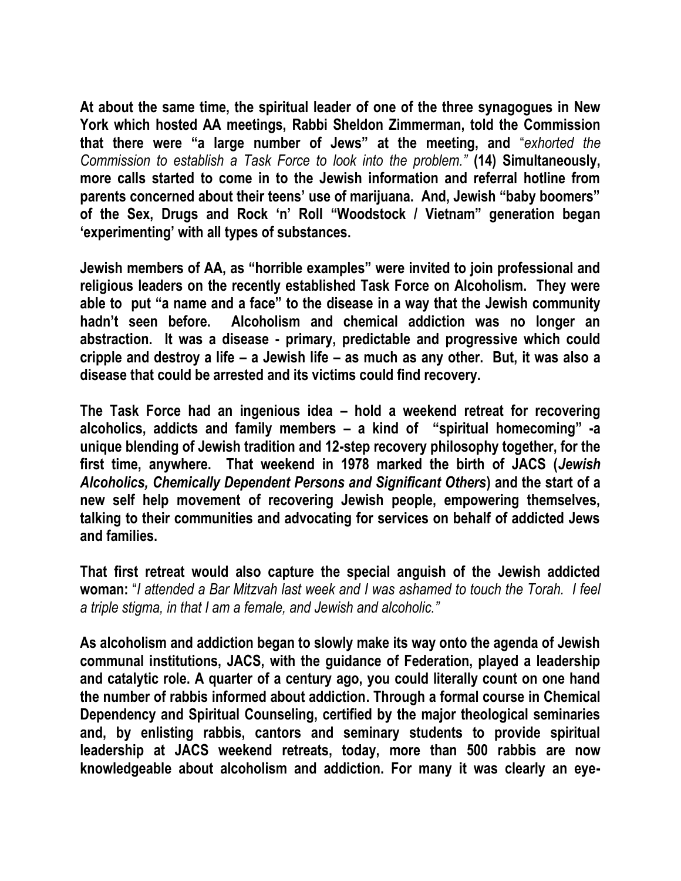**At about the same time, the spiritual leader of one of the three synagogues in New York which hosted AA meetings, Rabbi Sheldon Zimmerman, told the Commission that there were "a large number of Jews" at the meeting, and** "*exhorted the Commission to establish a Task Force to look into the problem.*" **(14) Simultaneously, more calls started to come in to the Jewish information and referral hotline from parents concerned about their teens' use of marijuana. And, Jewish "baby boomers" of the Sex, Drugs and Rock 'n' Roll "Woodstock / Vietnam" generation began 'experimenting' with all types of substances.**

**Jewish members of AA, as "horrible examples" were invited to join professional and religious leaders on the recently established Task Force on Alcoholism. They were able to put "a name and a face" to the disease in a way that the Jewish community hadn't seen before. Alcoholism and chemical addiction was no longer an abstraction. It was a disease - primary, predictable and progressive which could cripple and destroy a life – a Jewish life – as much as any other. But, it was also a disease that could be arrested and its victims could find recovery.**

**The Task Force had an ingenious idea – hold a weekend retreat for recovering alcoholics, addicts and family members – a kind of "spiritual homecoming" -a unique blending of Jewish tradition and 12-step recovery philosophy together, for the first time, anywhere. That weekend in 1978 marked the birth of JACS (*Jewish Alcoholics, Chemically Dependent Persons and Significant Others*) and the start of a new self help movement of recovering Jewish people, empowering themselves, talking to their communities and advocating for services on behalf of addicted Jews and families.**

**That first retreat would also capture the special anguish of the Jewish addicted woman:** "*I attended a Bar Mitzvah last week and I was ashamed to touch the Torah. I feel a triple stigma, in that I am a female, and Jewish and alcoholic.*"

**As alcoholism and addiction began to slowly make its way onto the agenda of Jewish communal institutions, JACS, with the guidance of Federation, played a leadership and catalytic role. A quarter of a century ago, you could literally count on one hand the number of rabbis informed about addiction. Through a formal course in Chemical Dependency and Spiritual Counseling, certified by the major theological seminaries and, by enlisting rabbis, cantors and seminary students to provide spiritual leadership at JACS weekend retreats, today, more than 500 rabbis are now knowledgeable about alcoholism and addiction. For many it was clearly an eye-**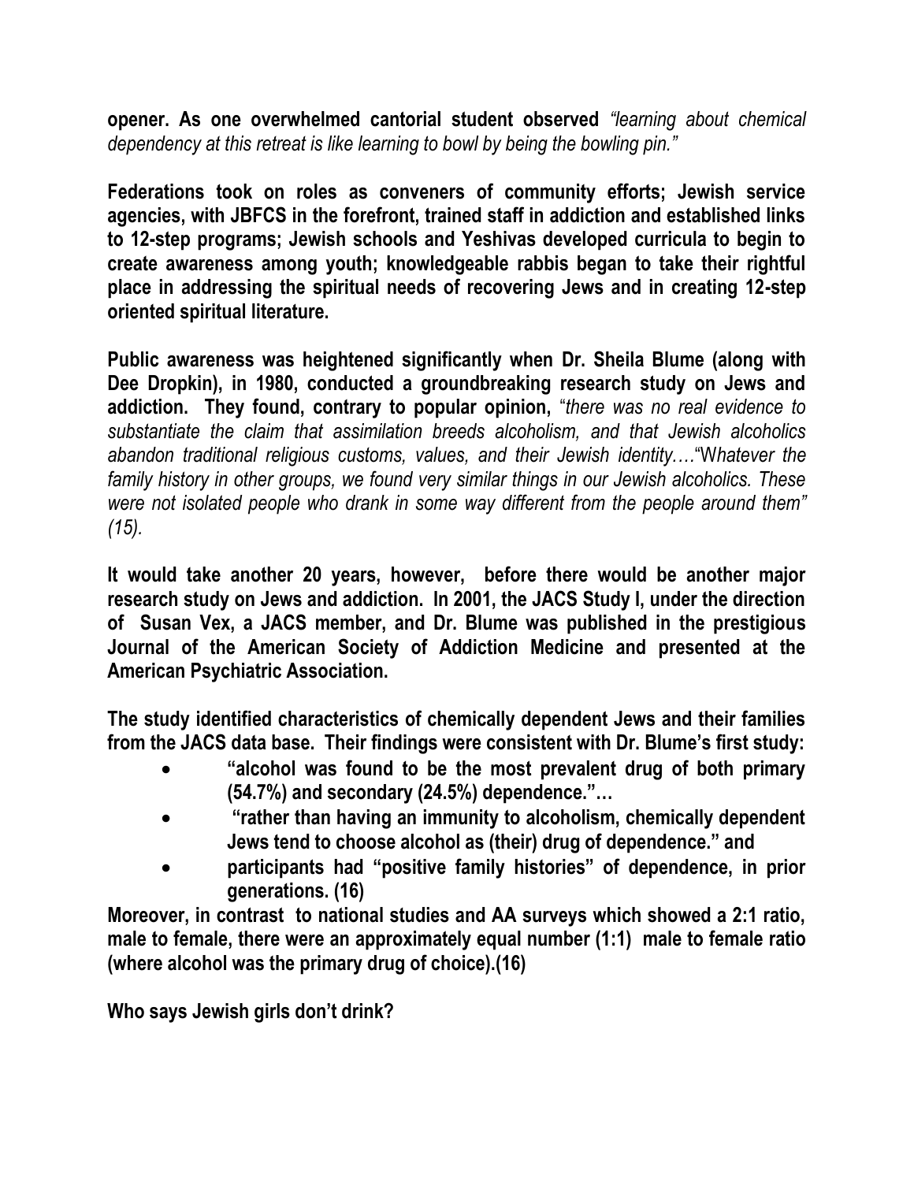**opener. As one overwhelmed cantorial student observed** *"learning about chemical dependency at this retreat is like learning to bowl by being the bowling pin."*

**Federations took on roles as conveners of community efforts; Jewish service agencies, with JBFCS in the forefront, trained staff in addiction and established links to 12-step programs; Jewish schools and Yeshivas developed curricula to begin to create awareness among youth; knowledgeable rabbis began to take their rightful place in addressing the spiritual needs of recovering Jews and in creating 12-step oriented spiritual literature.**

**Public awareness was heightened significantly when Dr. Sheila Blume (along with Dee Dropkin), in 1980, conducted a groundbreaking research study on Jews and addiction. They found, contrary to popular opinion,** "*there was no real evidence to substantiate the claim that assimilation breeds alcoholism, and that Jewish alcoholics abandon traditional religious customs, values, and their Jewish identity…."Whatever the family history in other groups, we found very similar things in our Jewish alcoholics. These were not isolated people who drank in some way different from the people around them" (15).*

**It would take another 20 years, however, before there would be another major research study on Jews and addiction. In 2001, the JACS Study I, under the direction of Susan Vex, a JACS member, and Dr. Blume was published in the prestigious Journal of the American Society of Addiction Medicine and presented at the American Psychiatric Association.**

**The study identified characteristics of chemically dependent Jews and their families from the JACS data base. Their findings were consistent with Dr. Blume's first study:**

- **"alcohol was found to be the most prevalent drug of both primary (54.7%) and secondary (24.5%) dependence."…**
- **"rather than having an immunity to alcoholism, chemically dependent Jews tend to choose alcohol as (their) drug of dependence." and**
- **participants had "positive family histories" of dependence, in prior generations. (16)**

**Moreover, in contrast to national studies and AA surveys which showed a 2:1 ratio, male to female, there were an approximately equal number (1:1) male to female ratio (where alcohol was the primary drug of choice).(16)**

**Who says Jewish girls don't drink?**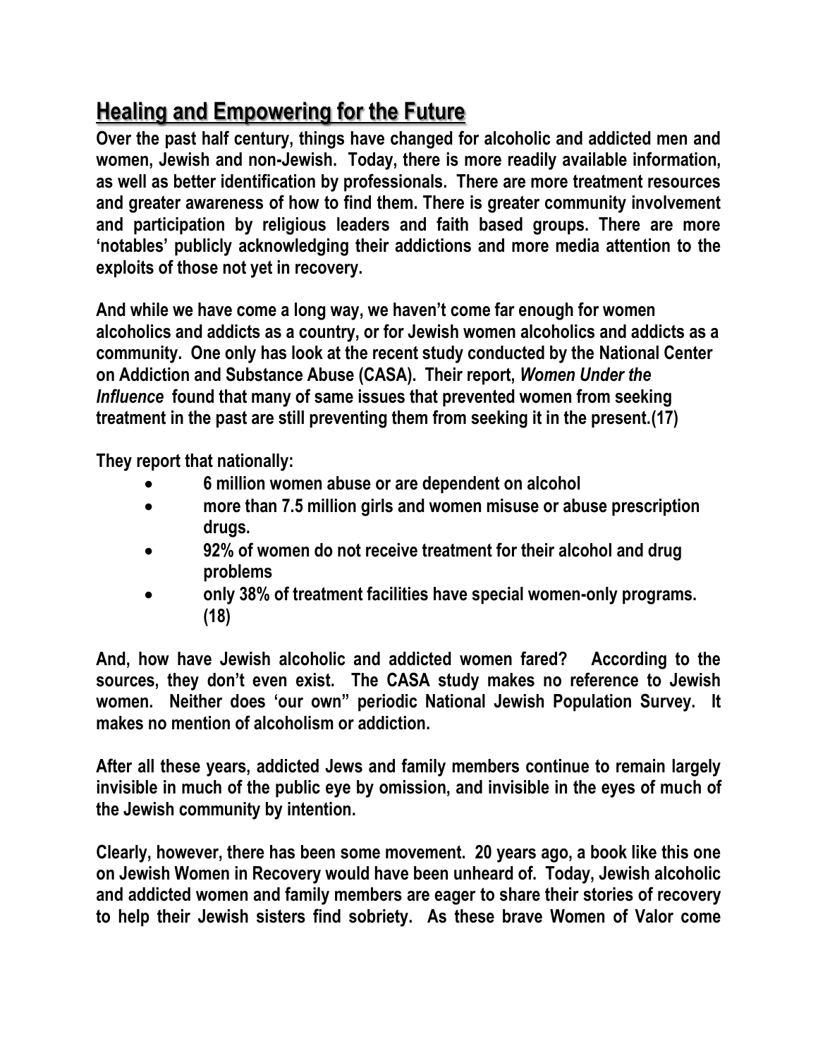## Healing and Empowering for the Future

**Over the past half century, things have changed for alcoholic and addicted men and women, Jewish and non-Jewish. Today, there is more readily available information, as well as better identification by professionals. There are more treatment resources and greater awareness of how to find them. There is greater community involvement and participation by religious leaders and faith based groups. There are more 'notables' publicly acknowledging their addictions and more media attention to the exploits of those not yet in recovery.**

**And while we have come a long way, we haven't come far enough for women alcoholics and addicts as a country, or for Jewish women alcoholics and addicts as a community. One only has look at the recent study conducted by the National Center on Addiction and Substance Abuse (CASA). Their report, *Women Under the Influence* found that many of same issues that prevented women from seeking treatment in the past are still preventing them from seeking it in the present.(17)**

**They report that nationally:**

- **6 million women abuse or are dependent on alcohol**
- **more than 7.5 million girls and women misuse or abuse prescription drugs.**
- **92% of women do not receive treatment for their alcohol and drug problems**
- **only 38% of treatment facilities have special women-only programs. (18)**

**And, how have Jewish alcoholic and addicted women fared? According to the sources, they don't even exist. The CASA study makes no reference to Jewish women. Neither does 'our own" periodic National Jewish Population Survey. It makes no mention of alcoholism or addiction.**

**After all these years, addicted Jews and family members continue to remain largely invisible in much of the public eye by omission, and invisible in the eyes of much of the Jewish community by intention.**

**Clearly, however, there has been some movement. 20 years ago, a book like this one on Jewish Women in Recovery would have been unheard of. Today, Jewish alcoholic and addicted women and family members are eager to share their stories of recovery to help their Jewish sisters find sobriety. As these brave Women of Valor come**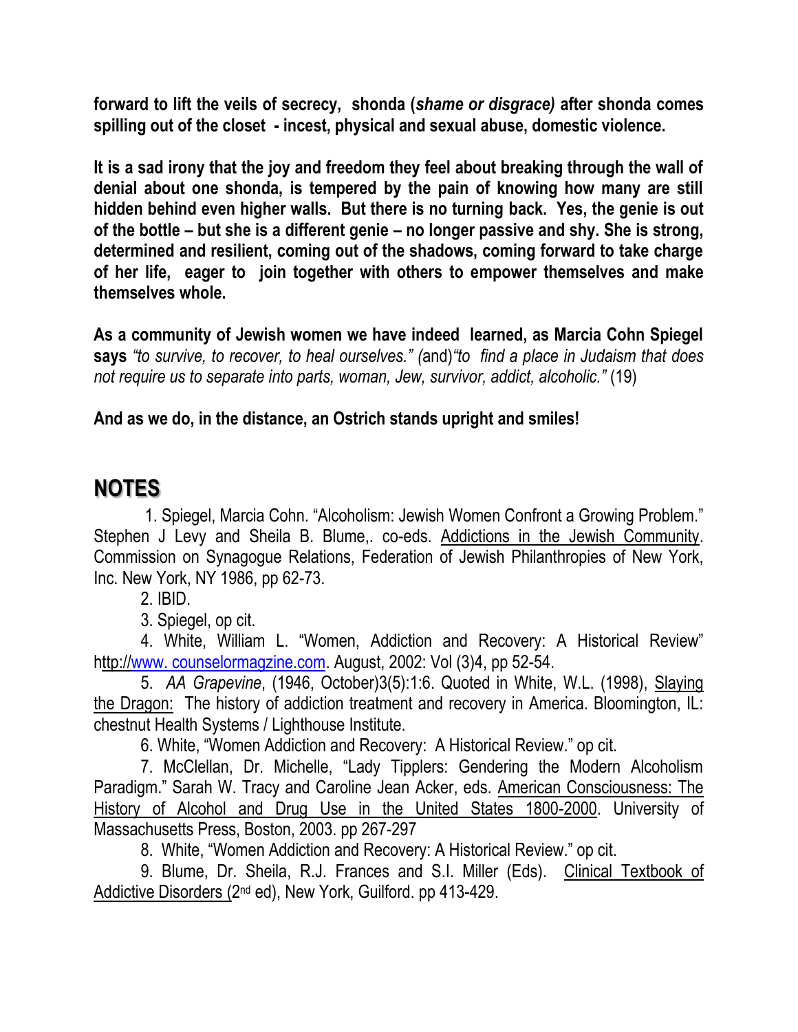**forward to lift the veils of secrecy, shonda (*shame or disgrace)* after shonda comes spilling out of the closet - incest, physical and sexual abuse, domestic violence.**

**It is a sad irony that the joy and freedom they feel about breaking through the wall of denial about one shonda, is tempered by the pain of knowing how many are still hidden behind even higher walls. But there is no turning back. Yes, the genie is out of the bottle – but she is a different genie – no longer passive and shy. She is strong, determined and resilient, coming out of the shadows, coming forward to take charge of her life, eager to join together with others to empower themselves and make themselves whole.**

**As a community of Jewish women we have indeed learned, as Marcia Cohn Spiegel says** *"to survive, to recover, to heal ourselves." (*and)*"to find a place in Judaism that does not require us to separate into parts, woman, Jew, survivor, addict, alcoholic."* (19)

**And as we do, in the distance, an Ostrich stands upright and smiles!**

## NOTES

1. Spiegel, Marcia Cohn. "Alcoholism: Jewish Women Confront a Growing Problem." Stephen J Levy and Sheila B. Blume,. co-eds. Addictions in the Jewish Community. Commission on Synagogue Relations, Federation of Jewish Philanthropies of New York, Inc. New York, NY 1986, pp 62-73.
2. IBID.
3. Spiegel, op cit.
4. White, William L. "Women, Addiction and Recovery: A Historical Review" http://www. counselormagzine.com. August, 2002: Vol (3)4, pp 52-54.
5. *AA Grapevine*, (1946, October)3(5):1:6. Quoted in White, W.L. (1998), Slaying the Dragon: The history of addiction treatment and recovery in America. Bloomington, IL: chestnut Health Systems / Lighthouse Institute.
6. White, "Women Addiction and Recovery: A Historical Review." op cit.
7. McClellan, Dr. Michelle, "Lady Tipplers: Gendering the Modern Alcoholism Paradigm." Sarah W. Tracy and Caroline Jean Acker, eds. American Consciousness: The History of Alcohol and Drug Use in the United States 1800-2000. University of Massachusetts Press, Boston, 2003. pp 267-297
8. White, "Women Addiction and Recovery: A Historical Review." op cit.
9. Blume, Dr. Sheila, R.J. Frances and S.I. Miller (Eds). Clinical Textbook of Addictive Disorders (2nd ed), New York, Guilford. pp 413-429.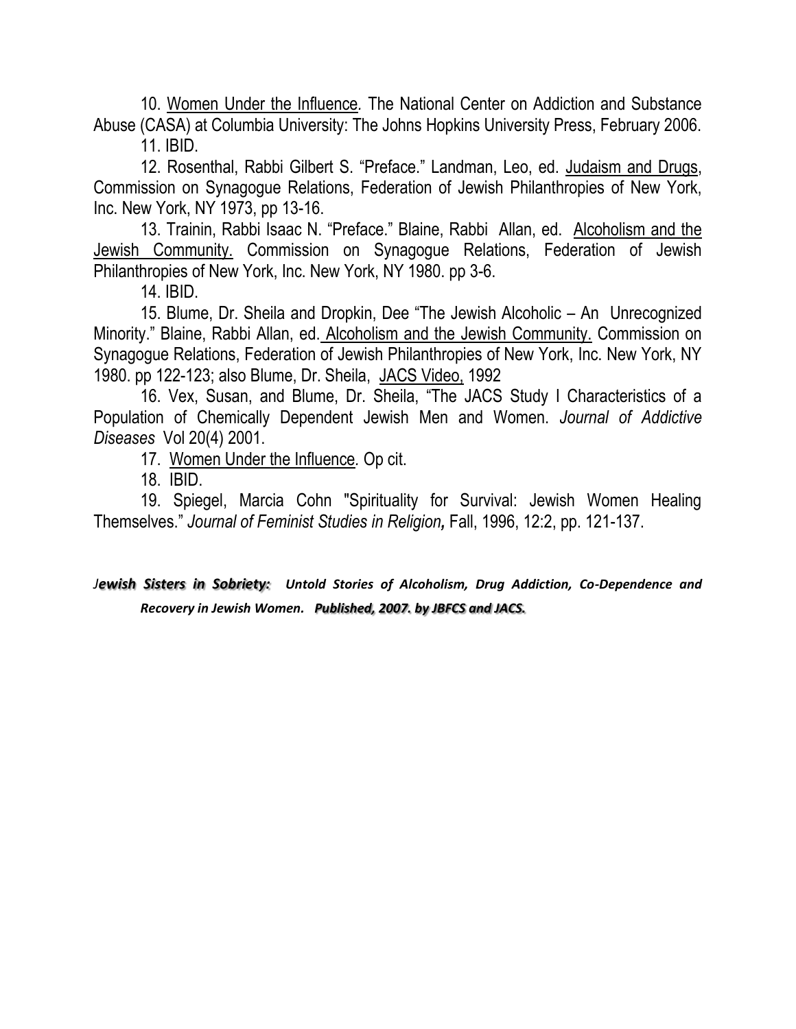10. Women Under the Influence. The National Center on Addiction and Substance Abuse (CASA) at Columbia University: The Johns Hopkins University Press, February 2006.

11. IBID.

12. Rosenthal, Rabbi Gilbert S. "Preface." Landman, Leo, ed. Judaism and Drugs, Commission on Synagogue Relations, Federation of Jewish Philanthropies of New York, Inc. New York, NY 1973, pp 13-16.

13. Trainin, Rabbi Isaac N. "Preface." Blaine, Rabbi Allan, ed. Alcoholism and the Jewish Community. Commission on Synagogue Relations, Federation of Jewish Philanthropies of New York, Inc. New York, NY 1980. pp 3-6.

14. IBID.

15. Blume, Dr. Sheila and Dropkin, Dee "The Jewish Alcoholic – An Unrecognized Minority." Blaine, Rabbi Allan, ed. Alcoholism and the Jewish Community. Commission on Synagogue Relations, Federation of Jewish Philanthropies of New York, Inc. New York, NY 1980. pp 122-123; also Blume, Dr. Sheila, JACS Video, 1992

16. Vex, Susan, and Blume, Dr. Sheila, "The JACS Study I Characteristics of a Population of Chemically Dependent Jewish Men and Women. *Journal of Addictive Diseases* Vol 20(4) 2001.

17. Women Under the Influence. Op cit.

18. IBID.

19. Spiegel, Marcia Cohn "Spirituality for Survival: Jewish Women Healing Themselves." *Journal of Feminist Studies in Religion***,** Fall, 1996, 12:2, pp. 121-137.

***Jewish Sisters in Sobriety:*** *Untold Stories of Alcoholism, Drug Addiction, Co-Dependence and Recovery in Jewish Women.* ***Published, 2007. by JBFCS and JACS.***